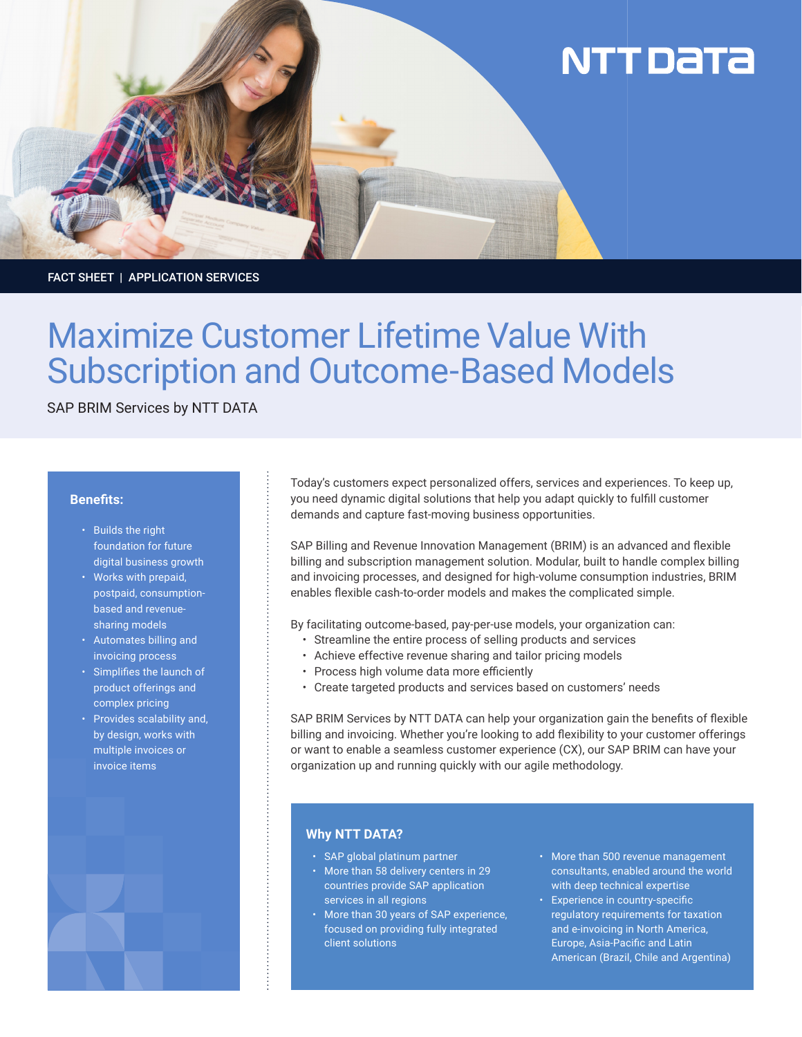FACT SHEET | APPLICATION SERVICES

# Maximize Customer Lifetime Value With Subscription and Outcome-Based Models

SAP BRIM Services by NTT DATA

Today's customers expect personalized offers, services and experiences. To keep up, you need dynamic digital solutions that help you adapt quickly to fulfill customer demands and capture fast-moving business opportunities.

SAP Billing and Revenue Innovation Management (BRIM) is an advanced and flexible billing and subscription management solution. Modular, built to handle complex billing and invoicing processes, and designed for high-volume consumption industries, BRIM enables flexible cash-to-order models and makes the complicated simple.

By facilitating outcome-based, pay-per-use models, your organization can:

- Streamline the entire process of selling products and services
- Achieve effective revenue sharing and tailor pricing models
- Process high volume data more efficiently
- Create targeted products and services based on customers' needs

SAP BRIM Services by NTT DATA can help your organization gain the benefits of flexible billing and invoicing. Whether you're looking to add flexibility to your customer offerings or want to enable a seamless customer experience (CX), our SAP BRIM can have your organization up and running quickly with our agile methodology.

### Benefits:

- Builds the right foundation for future digital business growth
- Works with prepaid, postpaid, consumption-based and revenue-sharing models
- Automates billing and invoicing process
- Simplifies the launch of product offerings and complex pricing
- Provides scalability and, by design, works with multiple invoices or invoice items

### Why NTT DATA?

- SAP global platinum partner
- More than 58 delivery centers in 29 countries provide SAP application services in all regions
- More than 30 years of SAP experience, focused on providing fully integrated client solutions
- More than 500 revenue management consultants, enabled around the world with deep technical expertise
- Experience in country-specific regulatory requirements for taxation and e-invoicing in North America, Europe, Asia-Pacific and Latin American (Brazil, Chile and Argentina)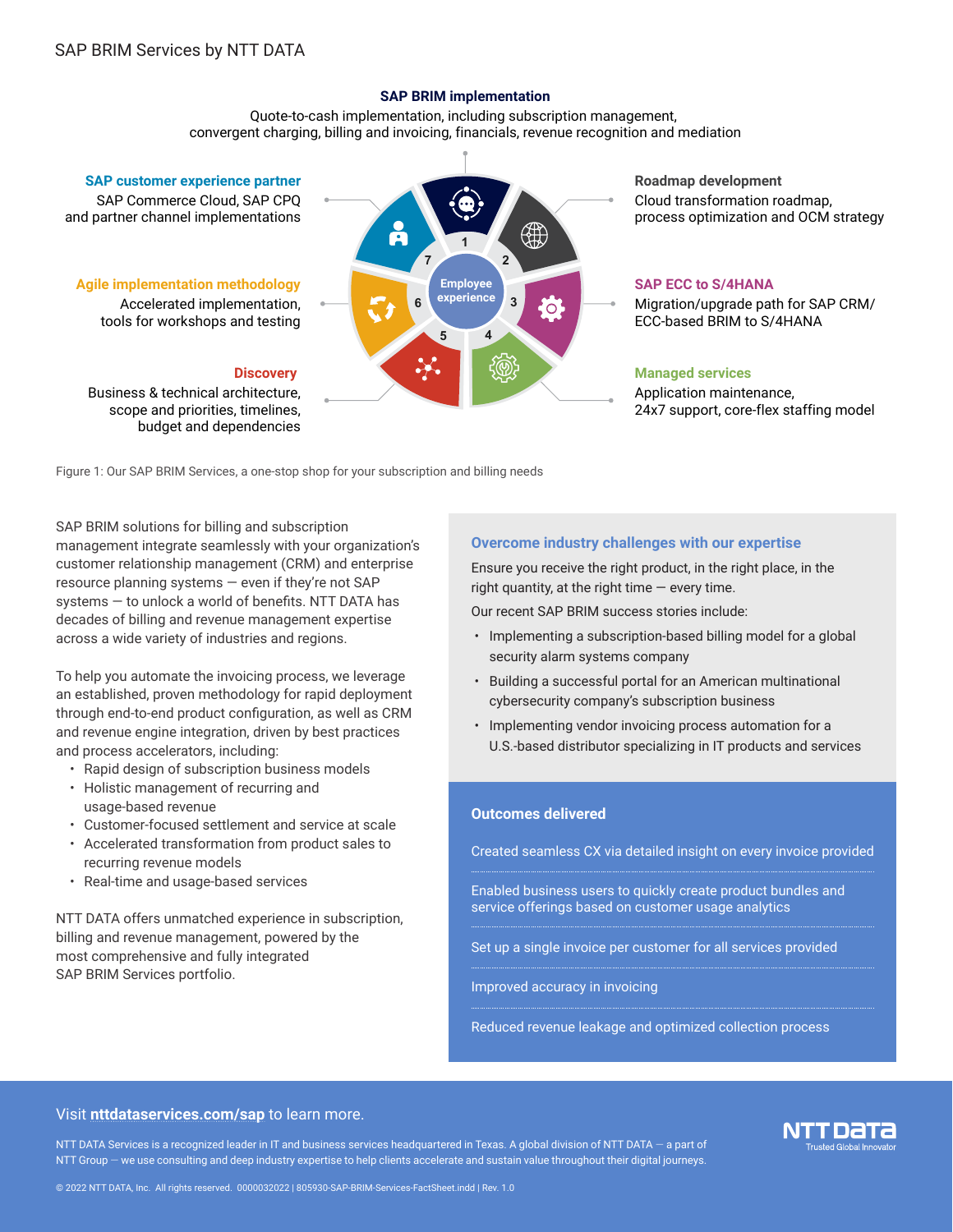SAP BRIM Services by NTT DATA

**SAP BRIM implementation**
Quote-to-cash implementation, including subscription management, convergent charging, billing and invoicing, financials, revenue recognition and mediation

**Roadmap development**
Cloud transformation roadmap, process optimization and OCM strategy

**SAP ECC to S/4HANA**
Migration/upgrade path for SAP CRM/ECC-based BRIM to S/4HANA

**Managed services**
Application maintenance, 24x7 support, core-flex staffing model

**Discovery**
Business & technical architecture, scope and priorities, timelines, budget and dependencies

**Agile implementation methodology**
Accelerated implementation, tools for workshops and testing

**SAP customer experience partner**
SAP Commerce Cloud, SAP CPQ and partner channel implementations

Employee experience

1 2 3 4 5 6 7

Figure 1: Our SAP BRIM Services, a one-stop shop for your subscription and billing needs

SAP BRIM solutions for billing and subscription management integrate seamlessly with your organization's customer relationship management (CRM) and enterprise resource planning systems — even if they're not SAP systems — to unlock a world of benefits. NTT DATA has decades of billing and revenue management expertise across a wide variety of industries and regions.

To help you automate the invoicing process, we leverage an established, proven methodology for rapid deployment through end-to-end product configuration, as well as CRM and revenue engine integration, driven by best practices and process accelerators, including:

- Rapid design of subscription business models
- Holistic management of recurring and usage-based revenue
- Customer-focused settlement and service at scale
- Accelerated transformation from product sales to recurring revenue models
- Real-time and usage-based services

NTT DATA offers unmatched experience in subscription, billing and revenue management, powered by the most comprehensive and fully integrated SAP BRIM Services portfolio.

## Overcome industry challenges with our expertise

Ensure you receive the right product, in the right place, in the right quantity, at the right time — every time.

Our recent SAP BRIM success stories include:

- Implementing a subscription-based billing model for a global security alarm systems company
- Building a successful portal for an American multinational cybersecurity company's subscription business
- Implementing vendor invoicing process automation for a U.S.-based distributor specializing in IT products and services

## Outcomes delivered

Created seamless CX via detailed insight on every invoice provided

Enabled business users to quickly create product bundles and service offerings based on customer usage analytics

Set up a single invoice per customer for all services provided

Improved accuracy in invoicing

Reduced revenue leakage and optimized collection process

Visit **nttdataservices.com/sap** to learn more.

NTT DATA Services is a recognized leader in IT and business services headquartered in Texas. A global division of NTT DATA — a part of NTT Group — we use consulting and deep industry expertise to help clients accelerate and sustain value throughout their digital journeys.

NTT DATA
Trusted Global Innovator

© 2022 NTT DATA, Inc. All rights reserved. 0000032022 | 805930-SAP-BRIM-Services-FactSheet.indd | Rev. 1.0